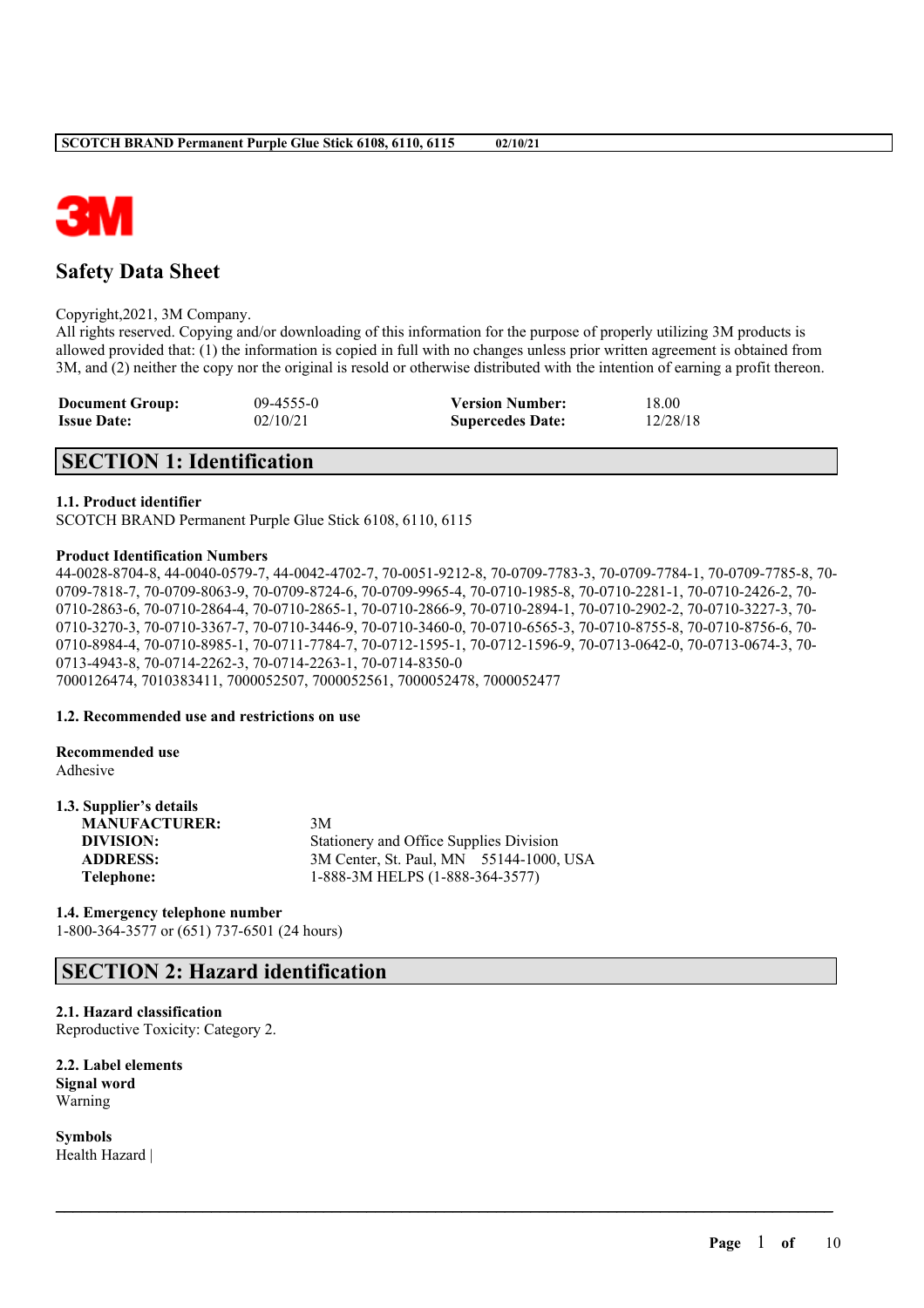# Safety Data Sheet

Copyright,2021, 3M Company.
All rights reserved. Copying and/or downloading of this information for the purpose of properly utilizing 3M products is allowed provided that: (1) the information is copied in full with no changes unless prior written agreement is obtained from 3M, and (2) neither the copy nor the original is resold or otherwise distributed with the intention of earning a profit thereon.

| | | | |
|---|---|---|---|
| **Document Group:** | 09-4555-0 | **Version Number:** | 18.00 |
| **Issue Date:** | 02/10/21 | **Supercedes Date:** | 12/28/18 |

## SECTION 1: Identification

### 1.1. Product identifier

SCOTCH BRAND Permanent Purple Glue Stick 6108, 6110, 6115

**Product Identification Numbers**

44-0028-8704-8, 44-0040-0579-7, 44-0042-4702-7, 70-0051-9212-8, 70-0709-7783-3, 70-0709-7784-1, 70-0709-7785-8, 70-0709-7818-7, 70-0709-8063-9, 70-0709-8724-6, 70-0709-9965-4, 70-0710-1985-8, 70-0710-2281-1, 70-0710-2426-2, 70-0710-2863-6, 70-0710-2864-4, 70-0710-2865-1, 70-0710-2866-9, 70-0710-2894-1, 70-0710-2902-2, 70-0710-3227-3, 70-0710-3270-3, 70-0710-3367-7, 70-0710-3446-9, 70-0710-3460-0, 70-0710-6565-3, 70-0710-8755-8, 70-0710-8756-6, 70-0710-8984-4, 70-0710-8985-1, 70-0711-7784-7, 70-0712-1595-1, 70-0712-1596-9, 70-0713-0642-0, 70-0713-0674-3, 70-0713-4943-8, 70-0714-2262-3, 70-0714-2263-1, 70-0714-8350-0
7000126474, 7010383411, 7000052507, 7000052561, 7000052478, 7000052477

### 1.2. Recommended use and restrictions on use

**Recommended use**
Adhesive

### 1.3. Supplier's details

| | |
|---|---|
| **MANUFACTURER:** | 3M |
| **DIVISION:** | Stationery and Office Supplies Division |
| **ADDRESS:** | 3M Center, St. Paul, MN 55144-1000, USA |
| **Telephone:** | 1-888-3M HELPS (1-888-364-3577) |

### 1.4. Emergency telephone number

1-800-364-3577 or (651) 737-6501 (24 hours)

## SECTION 2: Hazard identification

### 2.1. Hazard classification

Reproductive Toxicity: Category 2.

### 2.2. Label elements

**Signal word**
Warning

**Symbols**
Health Hazard |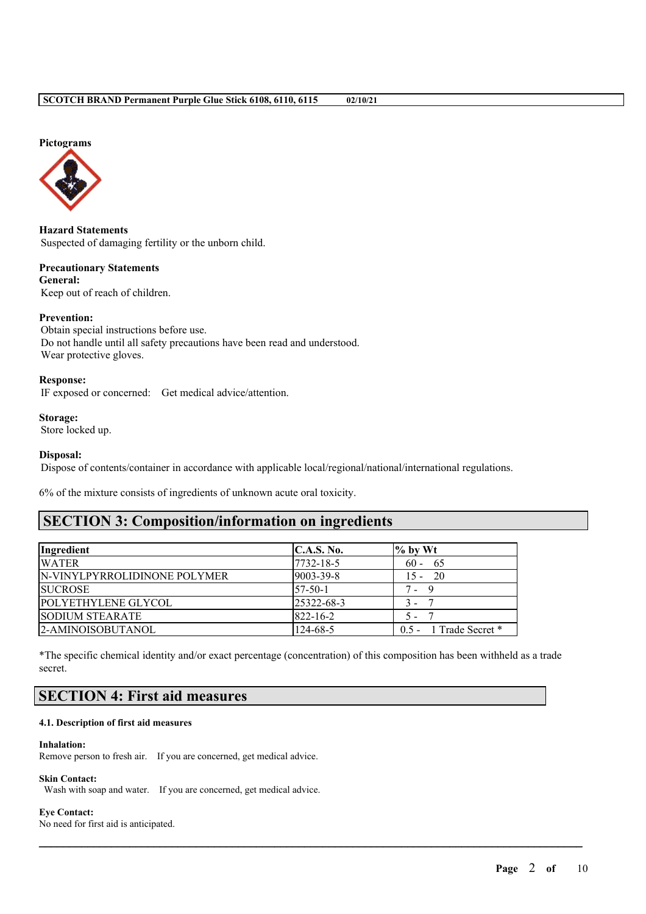**Pictograms**

**Hazard Statements**
Suspected of damaging fertility or the unborn child.

**Precautionary Statements**
**General:**
Keep out of reach of children.

**Prevention:**
Obtain special instructions before use.
Do not handle until all safety precautions have been read and understood.
Wear protective gloves.

**Response:**
IF exposed or concerned: Get medical advice/attention.

**Storage:**
Store locked up.

**Disposal:**
Dispose of contents/container in accordance with applicable local/regional/national/international regulations.

6% of the mixture consists of ingredients of unknown acute oral toxicity.

## SECTION 3: Composition/information on ingredients

| Ingredient | C.A.S. No. | % by Wt |
|---|---|---|
| WATER | 7732-18-5 | 60 - 65 |
| N-VINYLPYRROLIDINONE POLYMER | 9003-39-8 | 15 - 20 |
| SUCROSE | 57-50-1 | 7 - 9 |
| POLYETHYLENE GLYCOL | 25322-68-3 | 3 - 7 |
| SODIUM STEARATE | 822-16-2 | 5 - 7 |
| 2-AMINOISOBUTANOL | 124-68-5 | 0.5 - 1 Trade Secret * |

*The specific chemical identity and/or exact percentage (concentration) of this composition has been withheld as a trade secret.

## SECTION 4: First aid measures

#### 4.1. Description of first aid measures

**Inhalation:**
Remove person to fresh air. If you are concerned, get medical advice.

**Skin Contact:**
Wash with soap and water. If you are concerned, get medical advice.

**Eye Contact:**
No need for first aid is anticipated.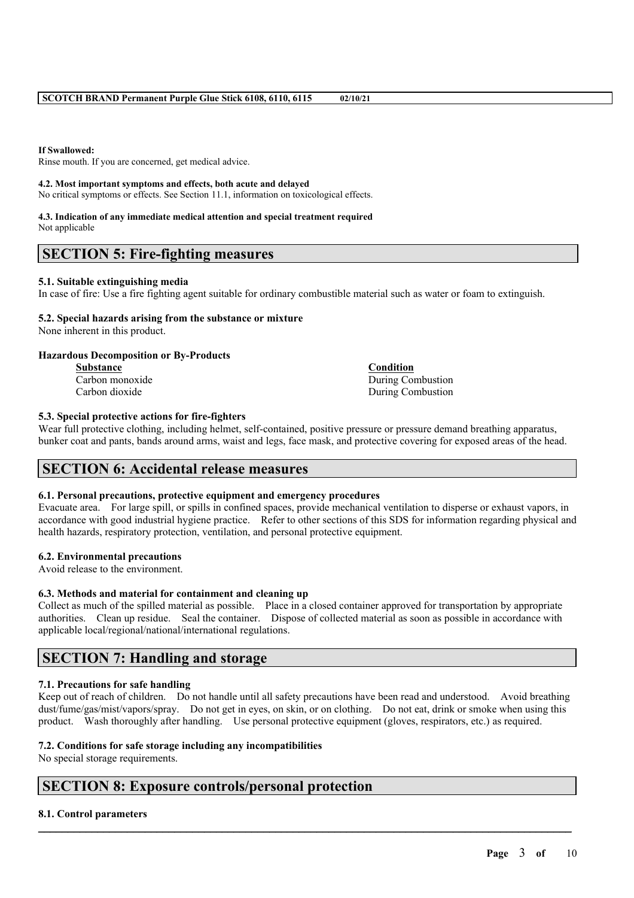**If Swallowed:**
Rinse mouth. If you are concerned, get medical advice.

**4.2. Most important symptoms and effects, both acute and delayed**
No critical symptoms or effects. See Section 11.1, information on toxicological effects.

**4.3. Indication of any immediate medical attention and special treatment required**
Not applicable

## SECTION 5: Fire-fighting measures

**5.1. Suitable extinguishing media**
In case of fire: Use a fire fighting agent suitable for ordinary combustible material such as water or foam to extinguish.

**5.2. Special hazards arising from the substance or mixture**
None inherent in this product.

**Hazardous Decomposition or By-Products**

| Substance | Condition |
| --- | --- |
| Carbon monoxide | During Combustion |
| Carbon dioxide | During Combustion |

**5.3. Special protective actions for fire-fighters**
Wear full protective clothing, including helmet, self-contained, positive pressure or pressure demand breathing apparatus, bunker coat and pants, bands around arms, waist and legs, face mask, and protective covering for exposed areas of the head.

## SECTION 6: Accidental release measures

**6.1. Personal precautions, protective equipment and emergency procedures**
Evacuate area. For large spill, or spills in confined spaces, provide mechanical ventilation to disperse or exhaust vapors, in accordance with good industrial hygiene practice. Refer to other sections of this SDS for information regarding physical and health hazards, respiratory protection, ventilation, and personal protective equipment.

**6.2. Environmental precautions**
Avoid release to the environment.

**6.3. Methods and material for containment and cleaning up**
Collect as much of the spilled material as possible. Place in a closed container approved for transportation by appropriate authorities. Clean up residue. Seal the container. Dispose of collected material as soon as possible in accordance with applicable local/regional/national/international regulations.

## SECTION 7: Handling and storage

**7.1. Precautions for safe handling**
Keep out of reach of children. Do not handle until all safety precautions have been read and understood. Avoid breathing dust/fume/gas/mist/vapors/spray. Do not get in eyes, on skin, or on clothing. Do not eat, drink or smoke when using this product. Wash thoroughly after handling. Use personal protective equipment (gloves, respirators, etc.) as required.

**7.2. Conditions for safe storage including any incompatibilities**
No special storage requirements.

## SECTION 8: Exposure controls/personal protection

**8.1. Control parameters**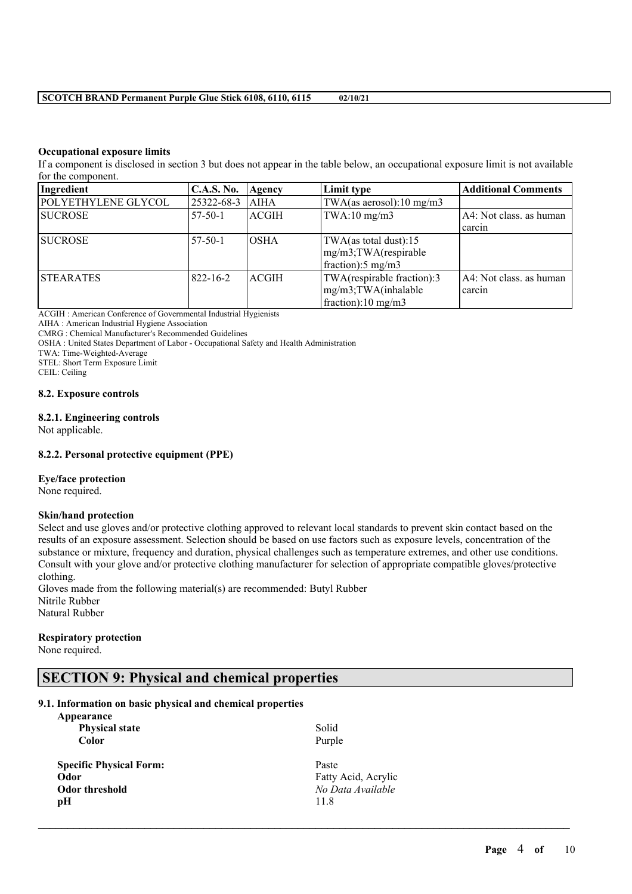### Occupational exposure limits

If a component is disclosed in section 3 but does not appear in the table below, an occupational exposure limit is not available for the component.

| Ingredient | C.A.S. No. | Agency | Limit type | Additional Comments |
|---|---|---|---|---|
| POLYETHYLENE GLYCOL | 25322-68-3 | AIHA | TWA(as aerosol):10 mg/m3 | |
| SUCROSE | 57-50-1 | ACGIH | TWA:10 mg/m3 | A4: Not class. as human carcin |
| SUCROSE | 57-50-1 | OSHA | TWA(as total dust):15 mg/m3;TWA(respirable fraction):5 mg/m3 | |
| STEARATES | 822-16-2 | ACGIH | TWA(respirable fraction):3 mg/m3;TWA(inhalable fraction):10 mg/m3 | A4: Not class. as human carcin |

ACGIH : American Conference of Governmental Industrial Hygienists
AIHA : American Industrial Hygiene Association
CMRG : Chemical Manufacturer's Recommended Guidelines
OSHA : United States Department of Labor - Occupational Safety and Health Administration
TWA: Time-Weighted-Average
STEL: Short Term Exposure Limit
CEIL: Ceiling

### 8.2. Exposure controls

#### 8.2.1. Engineering controls

Not applicable.

#### 8.2.2. Personal protective equipment (PPE)

**Eye/face protection**

None required.

**Skin/hand protection**

Select and use gloves and/or protective clothing approved to relevant local standards to prevent skin contact based on the results of an exposure assessment. Selection should be based on use factors such as exposure levels, concentration of the substance or mixture, frequency and duration, physical challenges such as temperature extremes, and other use conditions. Consult with your glove and/or protective clothing manufacturer for selection of appropriate compatible gloves/protective clothing.

Gloves made from the following material(s) are recommended: Butyl Rubber
Nitrile Rubber
Natural Rubber

**Respiratory protection**

None required.

## SECTION 9: Physical and chemical properties

### 9.1. Information on basic physical and chemical properties

**Appearance**

| | |
|---|---|
| **Physical state** | Solid |
| **Color** | Purple |
| **Specific Physical Form:** | Paste |
| **Odor** | Fatty Acid, Acrylic |
| **Odor threshold** | *No Data Available* |
| **pH** | 11.8 |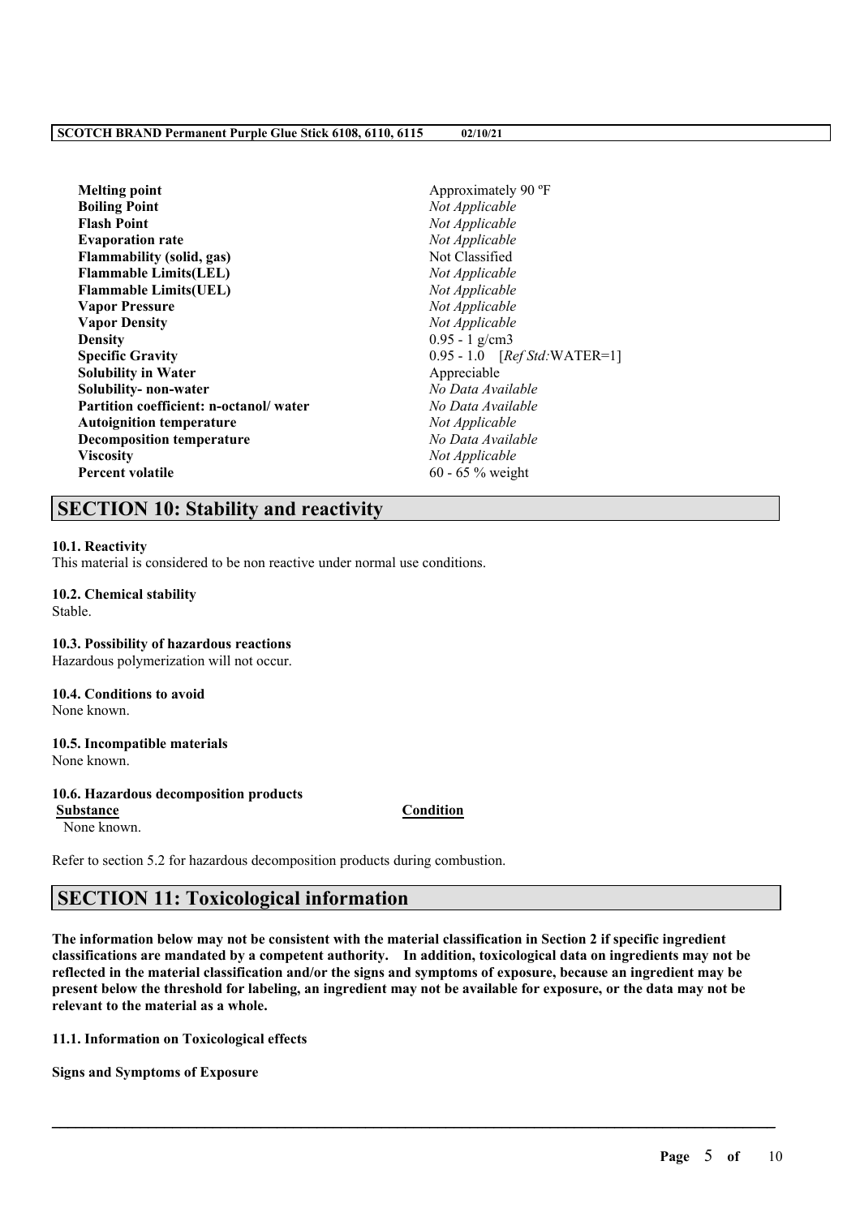| | |
|---|---|
| **Melting point** | Approximately 90 ºF |
| **Boiling Point** | *Not Applicable* |
| **Flash Point** | *Not Applicable* |
| **Evaporation rate** | *Not Applicable* |
| **Flammability (solid, gas)** | Not Classified |
| **Flammable Limits(LEL)** | *Not Applicable* |
| **Flammable Limits(UEL)** | *Not Applicable* |
| **Vapor Pressure** | *Not Applicable* |
| **Vapor Density** | *Not Applicable* |
| **Density** | 0.95 - 1 g/cm3 |
| **Specific Gravity** | 0.95 - 1.0 [*Ref Std:*WATER=1] |
| **Solubility in Water** | Appreciable |
| **Solubility- non-water** | *No Data Available* |
| **Partition coefficient: n-octanol/ water** | *No Data Available* |
| **Autoignition temperature** | *Not Applicable* |
| **Decomposition temperature** | *No Data Available* |
| **Viscosity** | *Not Applicable* |
| **Percent volatile** | 60 - 65 % weight |

## SECTION 10: Stability and reactivity

**10.1. Reactivity**
This material is considered to be non reactive under normal use conditions.

**10.2. Chemical stability**
Stable.

**10.3. Possibility of hazardous reactions**
Hazardous polymerization will not occur.

**10.4. Conditions to avoid**
None known.

**10.5. Incompatible materials**
None known.

**10.6. Hazardous decomposition products**

| Substance | Condition |
|---|---|
| None known. | |

Refer to section 5.2 for hazardous decomposition products during combustion.

## SECTION 11: Toxicological information

**The information below may not be consistent with the material classification in Section 2 if specific ingredient classifications are mandated by a competent authority. In addition, toxicological data on ingredients may not be reflected in the material classification and/or the signs and symptoms of exposure, because an ingredient may be present below the threshold for labeling, an ingredient may not be available for exposure, or the data may not be relevant to the material as a whole.**

**11.1. Information on Toxicological effects**

**Signs and Symptoms of Exposure**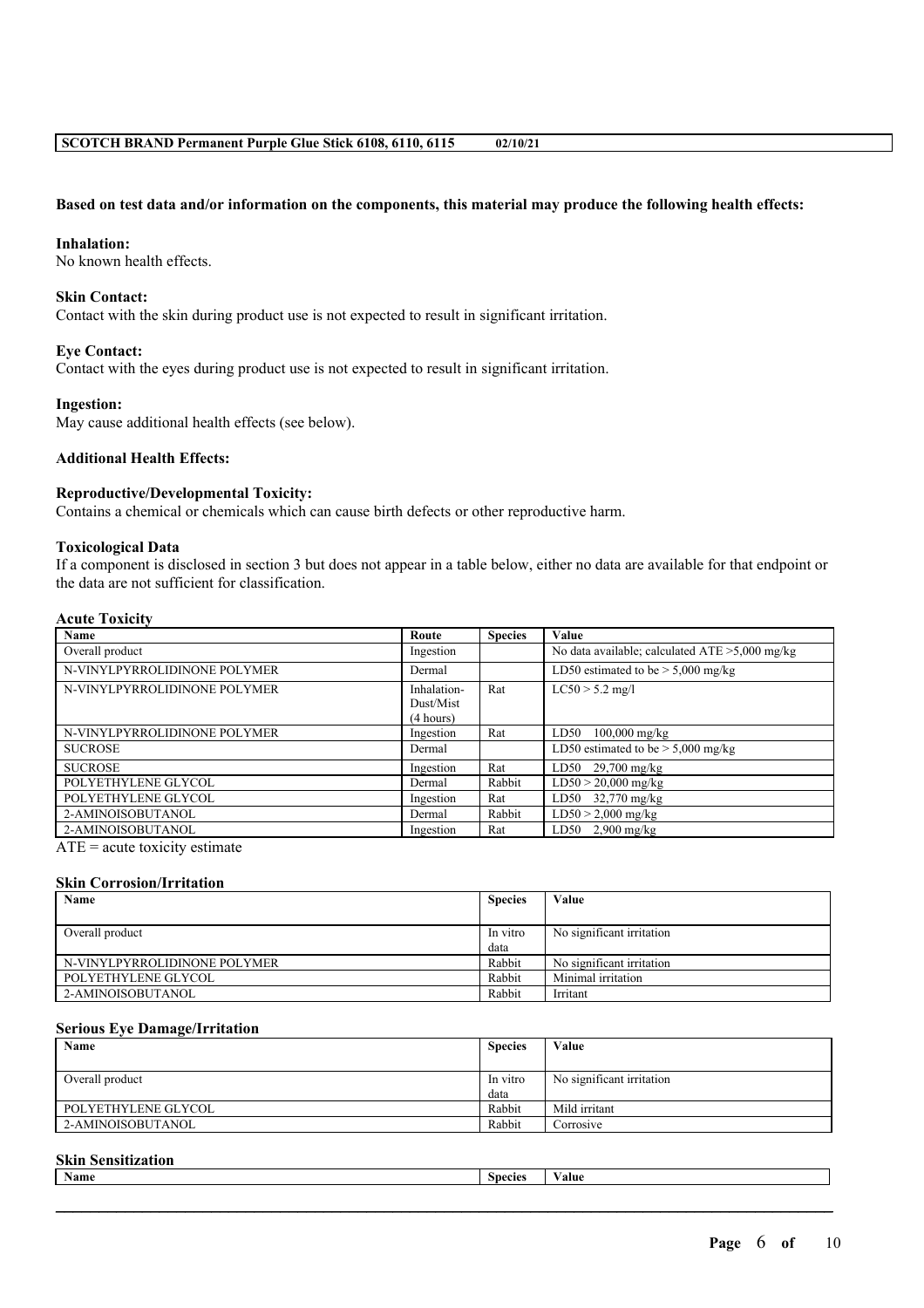**Based on test data and/or information on the components, this material may produce the following health effects:**

**Inhalation:**
No known health effects.

**Skin Contact:**
Contact with the skin during product use is not expected to result in significant irritation.

**Eye Contact:**
Contact with the eyes during product use is not expected to result in significant irritation.

**Ingestion:**
May cause additional health effects (see below).

**Additional Health Effects:**

**Reproductive/Developmental Toxicity:**
Contains a chemical or chemicals which can cause birth defects or other reproductive harm.

**Toxicological Data**
If a component is disclosed in section 3 but does not appear in a table below, either no data are available for that endpoint or the data are not sufficient for classification.

**Acute Toxicity**

| Name | Route | Species | Value |
|---|---|---|---|
| Overall product | Ingestion | | No data available; calculated ATE >5,000 mg/kg |
| N-VINYLPYRROLIDINONE POLYMER | Dermal | | LD50 estimated to be > 5,000 mg/kg |
| N-VINYLPYRROLIDINONE POLYMER | Inhalation-Dust/Mist (4 hours) | Rat | LC50 > 5.2 mg/l |
| N-VINYLPYRROLIDINONE POLYMER | Ingestion | Rat | LD50 100,000 mg/kg |
| SUCROSE | Dermal | | LD50 estimated to be > 5,000 mg/kg |
| SUCROSE | Ingestion | Rat | LD50 29,700 mg/kg |
| POLYETHYLENE GLYCOL | Dermal | Rabbit | LD50 > 20,000 mg/kg |
| POLYETHYLENE GLYCOL | Ingestion | Rat | LD50 32,770 mg/kg |
| 2-AMINOISOBUTANOL | Dermal | Rabbit | LD50 > 2,000 mg/kg |
| 2-AMINOISOBUTANOL | Ingestion | Rat | LD50 2,900 mg/kg |

ATE = acute toxicity estimate

**Skin Corrosion/Irritation**

| Name | Species | Value |
|---|---|---|
| Overall product | In vitro data | No significant irritation |
| N-VINYLPYRROLIDINONE POLYMER | Rabbit | No significant irritation |
| POLYETHYLENE GLYCOL | Rabbit | Minimal irritation |
| 2-AMINOISOBUTANOL | Rabbit | Irritant |

**Serious Eye Damage/Irritation**

| Name | Species | Value |
|---|---|---|
| Overall product | In vitro data | No significant irritation |
| POLYETHYLENE GLYCOL | Rabbit | Mild irritant |
| 2-AMINOISOBUTANOL | Rabbit | Corrosive |

**Skin Sensitization**

| Name | Species | Value |
|---|---|---|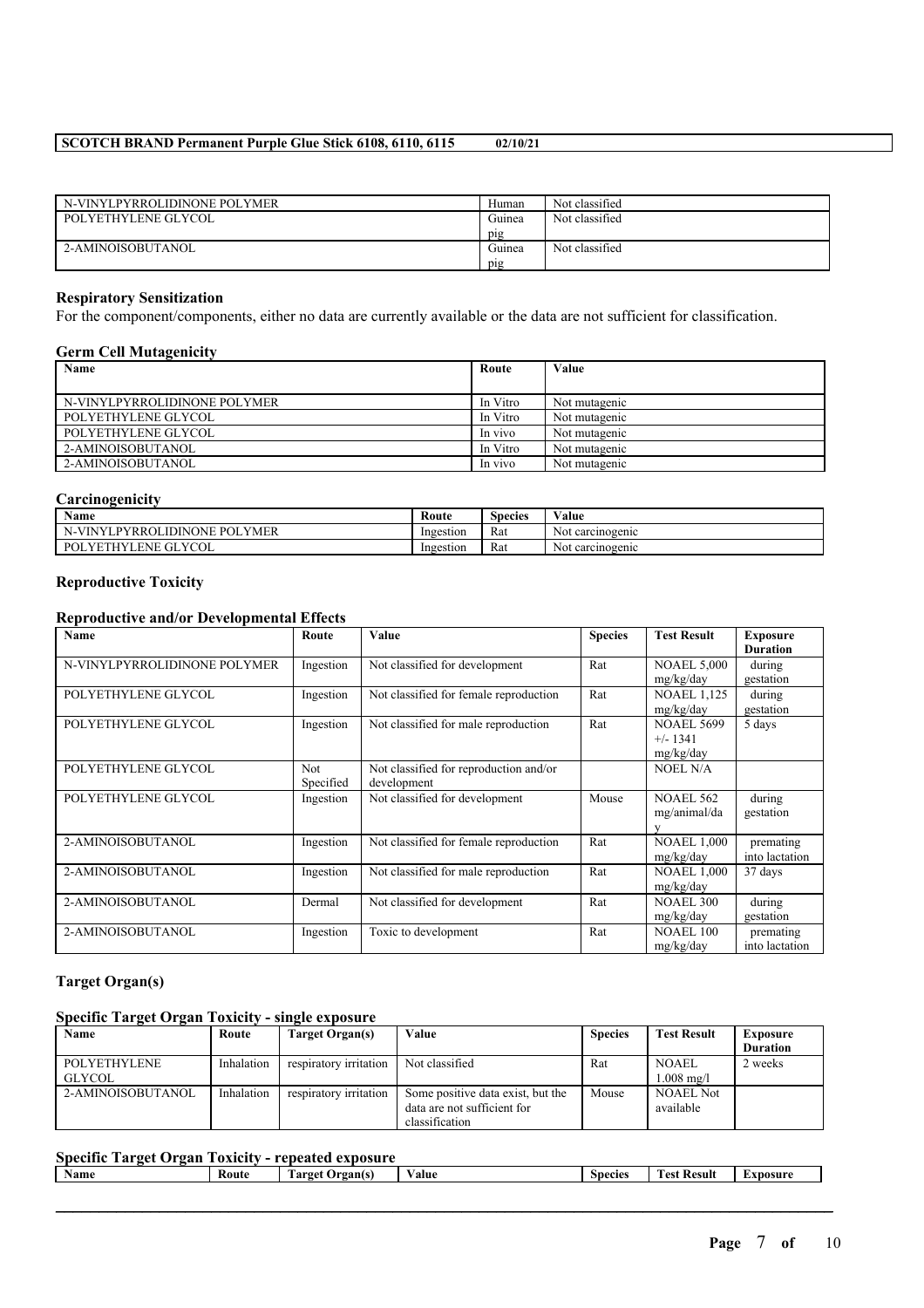| N-VINYLPYRROLIDINONE POLYMER | Human | Not classified |
|---|---|---|
| POLYETHYLENE GLYCOL | Guinea pig | Not classified |
| 2-AMINOISOBUTANOL | Guinea pig | Not classified |

### Respiratory Sensitization

For the component/components, either no data are currently available or the data are not sufficient for classification.

### Germ Cell Mutagenicity

| Name | Route | Value |
|---|---|---|
| N-VINYLPYRROLIDINONE POLYMER | In Vitro | Not mutagenic |
| POLYETHYLENE GLYCOL | In Vitro | Not mutagenic |
| POLYETHYLENE GLYCOL | In vivo | Not mutagenic |
| 2-AMINOISOBUTANOL | In Vitro | Not mutagenic |
| 2-AMINOISOBUTANOL | In vivo | Not mutagenic |

### Carcinogenicity

| Name | Route | Species | Value |
|---|---|---|---|
| N-VINYLPYRROLIDINONE POLYMER | Ingestion | Rat | Not carcinogenic |
| POLYETHYLENE GLYCOL | Ingestion | Rat | Not carcinogenic |

### Reproductive Toxicity

### Reproductive and/or Developmental Effects

| Name | Route | Value | Species | Test Result | Exposure Duration |
|---|---|---|---|---|---|
| N-VINYLPYRROLIDINONE POLYMER | Ingestion | Not classified for development | Rat | NOAEL 5,000 mg/kg/day | during gestation |
| POLYETHYLENE GLYCOL | Ingestion | Not classified for female reproduction | Rat | NOAEL 1,125 mg/kg/day | during gestation |
| POLYETHYLENE GLYCOL | Ingestion | Not classified for male reproduction | Rat | NOAEL 5699 +/- 1341 mg/kg/day | 5 days |
| POLYETHYLENE GLYCOL | Not Specified | Not classified for reproduction and/or development | | NOEL N/A | |
| POLYETHYLENE GLYCOL | Ingestion | Not classified for development | Mouse | NOAEL 562 mg/animal/day | during gestation |
| 2-AMINOISOBUTANOL | Ingestion | Not classified for female reproduction | Rat | NOAEL 1,000 mg/kg/day | premating into lactation |
| 2-AMINOISOBUTANOL | Ingestion | Not classified for male reproduction | Rat | NOAEL 1,000 mg/kg/day | 37 days |
| 2-AMINOISOBUTANOL | Dermal | Not classified for development | Rat | NOAEL 300 mg/kg/day | during gestation |
| 2-AMINOISOBUTANOL | Ingestion | Toxic to development | Rat | NOAEL 100 mg/kg/day | premating into lactation |

### Target Organ(s)

### Specific Target Organ Toxicity - single exposure

| Name | Route | Target Organ(s) | Value | Species | Test Result | Exposure Duration |
|---|---|---|---|---|---|---|
| POLYETHYLENE GLYCOL | Inhalation | respiratory irritation | Not classified | Rat | NOAEL 1.008 mg/l | 2 weeks |
| 2-AMINOISOBUTANOL | Inhalation | respiratory irritation | Some positive data exist, but the data are not sufficient for classification | Mouse | NOAEL Not available | |

### Specific Target Organ Toxicity - repeated exposure

| Name | Route | Target Organ(s) | Value | Species | Test Result | Exposure |
|---|---|---|---|---|---|---|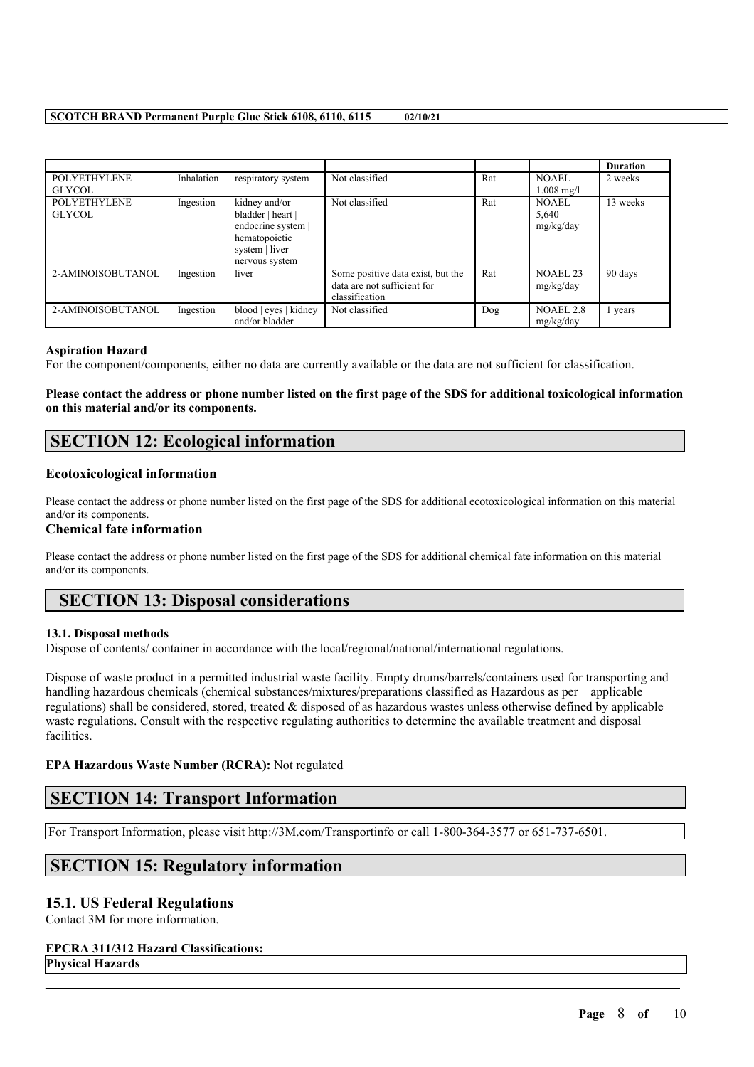| | | | | | | Duration |
|---|---|---|---|---|---|---|
| POLYETHYLENE GLYCOL | Inhalation | respiratory system | Not classified | Rat | NOAEL 1.008 mg/l | 2 weeks |
| POLYETHYLENE GLYCOL | Ingestion | kidney and/or bladder \| heart \| endocrine system \| hematopoietic system \| liver \| nervous system | Not classified | Rat | NOAEL 5,640 mg/kg/day | 13 weeks |
| 2-AMINOISOBUTANOL | Ingestion | liver | Some positive data exist, but the data are not sufficient for classification | Rat | NOAEL 23 mg/kg/day | 90 days |
| 2-AMINOISOBUTANOL | Ingestion | blood \| eyes \| kidney and/or bladder | Not classified | Dog | NOAEL 2.8 mg/kg/day | 1 years |

### Aspiration Hazard

For the component/components, either no data are currently available or the data are not sufficient for classification.

**Please contact the address or phone number listed on the first page of the SDS for additional toxicological information on this material and/or its components.**

## SECTION 12: Ecological information

### Ecotoxicological information

Please contact the address or phone number listed on the first page of the SDS for additional ecotoxicological information on this material and/or its components.

### Chemical fate information

Please contact the address or phone number listed on the first page of the SDS for additional chemical fate information on this material and/or its components.

## SECTION 13: Disposal considerations

### 13.1. Disposal methods

Dispose of contents/ container in accordance with the local/regional/national/international regulations.

Dispose of waste product in a permitted industrial waste facility. Empty drums/barrels/containers used for transporting and handling hazardous chemicals (chemical substances/mixtures/preparations classified as Hazardous as per applicable regulations) shall be considered, stored, treated & disposed of as hazardous wastes unless otherwise defined by applicable waste regulations. Consult with the respective regulating authorities to determine the available treatment and disposal facilities.

**EPA Hazardous Waste Number (RCRA):** Not regulated

## SECTION 14: Transport Information

For Transport Information, please visit http://3M.com/Transportinfo or call 1-800-364-3577 or 651-737-6501.

## SECTION 15: Regulatory information

### 15.1. US Federal Regulations

Contact 3M for more information.

**EPCRA 311/312 Hazard Classifications:**

**Physical Hazards**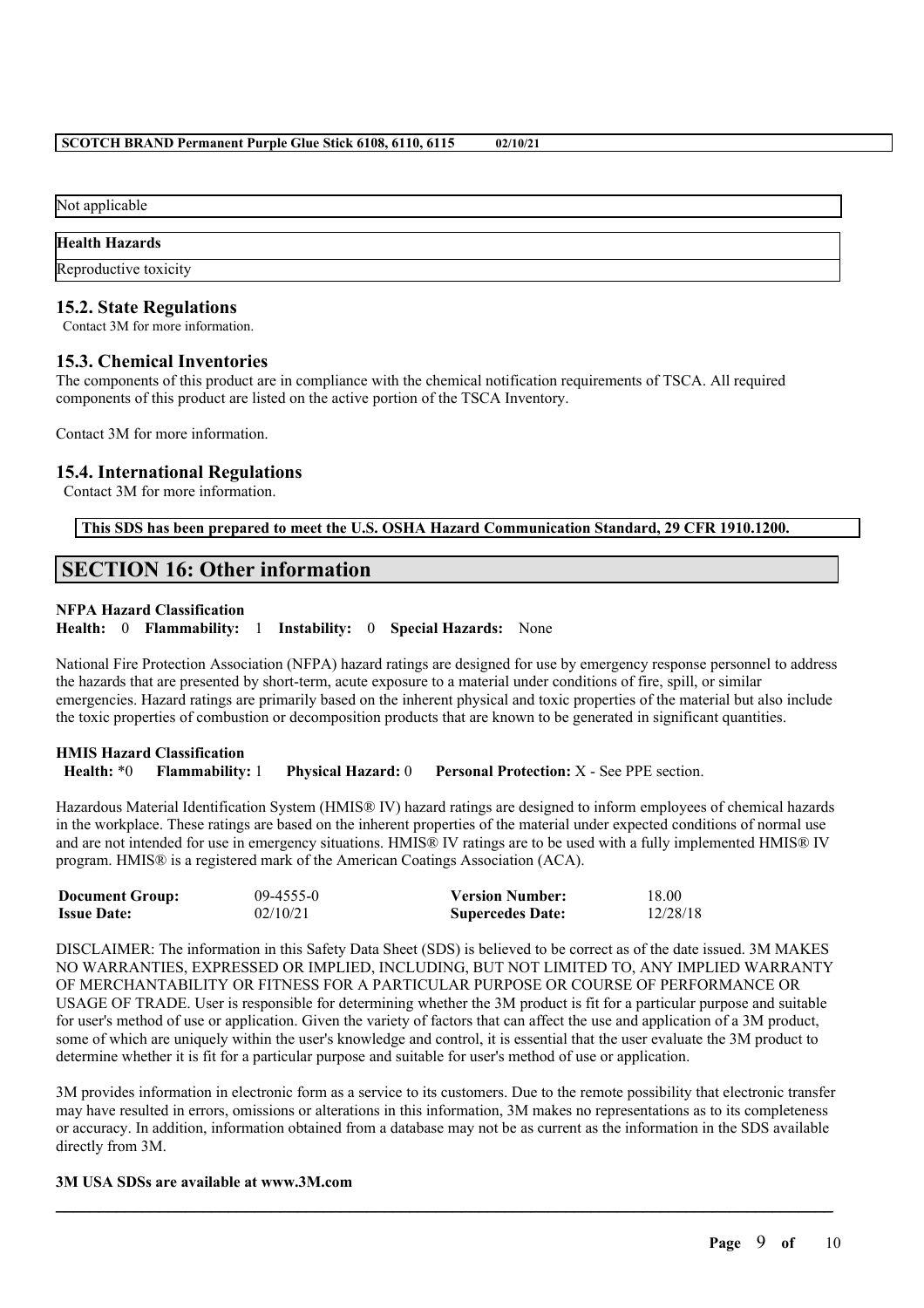| Not applicable |
| --- |

| **Health Hazards** |
| --- |
| Reproductive toxicity |

### 15.2. State Regulations

Contact 3M for more information.

### 15.3. Chemical Inventories

The components of this product are in compliance with the chemical notification requirements of TSCA. All required components of this product are listed on the active portion of the TSCA Inventory.

Contact 3M for more information.

### 15.4. International Regulations

Contact 3M for more information.

**This SDS has been prepared to meet the U.S. OSHA Hazard Communication Standard, 29 CFR 1910.1200.**

## SECTION 16: Other information

**NFPA Hazard Classification**

**Health:** 0 **Flammability:** 1 **Instability:** 0 **Special Hazards:** None

National Fire Protection Association (NFPA) hazard ratings are designed for use by emergency response personnel to address the hazards that are presented by short-term, acute exposure to a material under conditions of fire, spill, or similar emergencies. Hazard ratings are primarily based on the inherent physical and toxic properties of the material but also include the toxic properties of combustion or decomposition products that are known to be generated in significant quantities.

**HMIS Hazard Classification**

**Health:** *0 **Flammability:** 1 **Physical Hazard:** 0 **Personal Protection:** X - See PPE section.

Hazardous Material Identification System (HMIS® IV) hazard ratings are designed to inform employees of chemical hazards in the workplace. These ratings are based on the inherent properties of the material under expected conditions of normal use and are not intended for use in emergency situations. HMIS® IV ratings are to be used with a fully implemented HMIS® IV program. HMIS® is a registered mark of the American Coatings Association (ACA).

| | | | |
| --- | --- | --- | --- |
| **Document Group:** | 09-4555-0 | **Version Number:** | 18.00 |
| **Issue Date:** | 02/10/21 | **Supercedes Date:** | 12/28/18 |

DISCLAIMER: The information in this Safety Data Sheet (SDS) is believed to be correct as of the date issued. 3M MAKES NO WARRANTIES, EXPRESSED OR IMPLIED, INCLUDING, BUT NOT LIMITED TO, ANY IMPLIED WARRANTY OF MERCHANTABILITY OR FITNESS FOR A PARTICULAR PURPOSE OR COURSE OF PERFORMANCE OR USAGE OF TRADE. User is responsible for determining whether the 3M product is fit for a particular purpose and suitable for user's method of use or application. Given the variety of factors that can affect the use and application of a 3M product, some of which are uniquely within the user's knowledge and control, it is essential that the user evaluate the 3M product to determine whether it is fit for a particular purpose and suitable for user's method of use or application.

3M provides information in electronic form as a service to its customers. Due to the remote possibility that electronic transfer may have resulted in errors, omissions or alterations in this information, 3M makes no representations as to its completeness or accuracy. In addition, information obtained from a database may not be as current as the information in the SDS available directly from 3M.

**3M USA SDSs are available at www.3M.com**